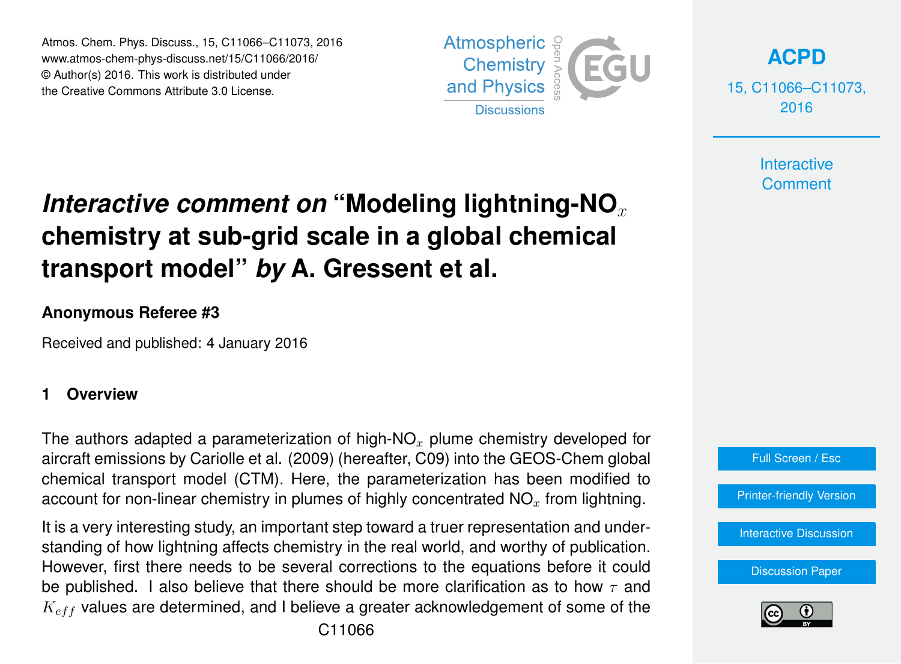# *Interactive comment on* "Modeling lightning-NO$_x$ chemistry at sub-grid scale in a global chemical transport model" *by* A. Gressent et al.

**Anonymous Referee #3**

Received and published: 4 January 2016

## 1 Overview

The authors adapted a parameterization of high-NO$_x$ plume chemistry developed for aircraft emissions by Cariolle et al. (2009) (hereafter, C09) into the GEOS-Chem global chemical transport model (CTM). Here, the parameterization has been modified to account for non-linear chemistry in plumes of highly concentrated NO$_x$ from lightning.

It is a very interesting study, an important step toward a truer representation and understanding of how lightning affects chemistry in the real world, and worthy of publication. However, first there needs to be several corrections to the equations before it could be published. I also believe that there should be more clarification as to how $\tau$ and $K_{eff}$ values are determined, and I believe a greater acknowledgement of some of the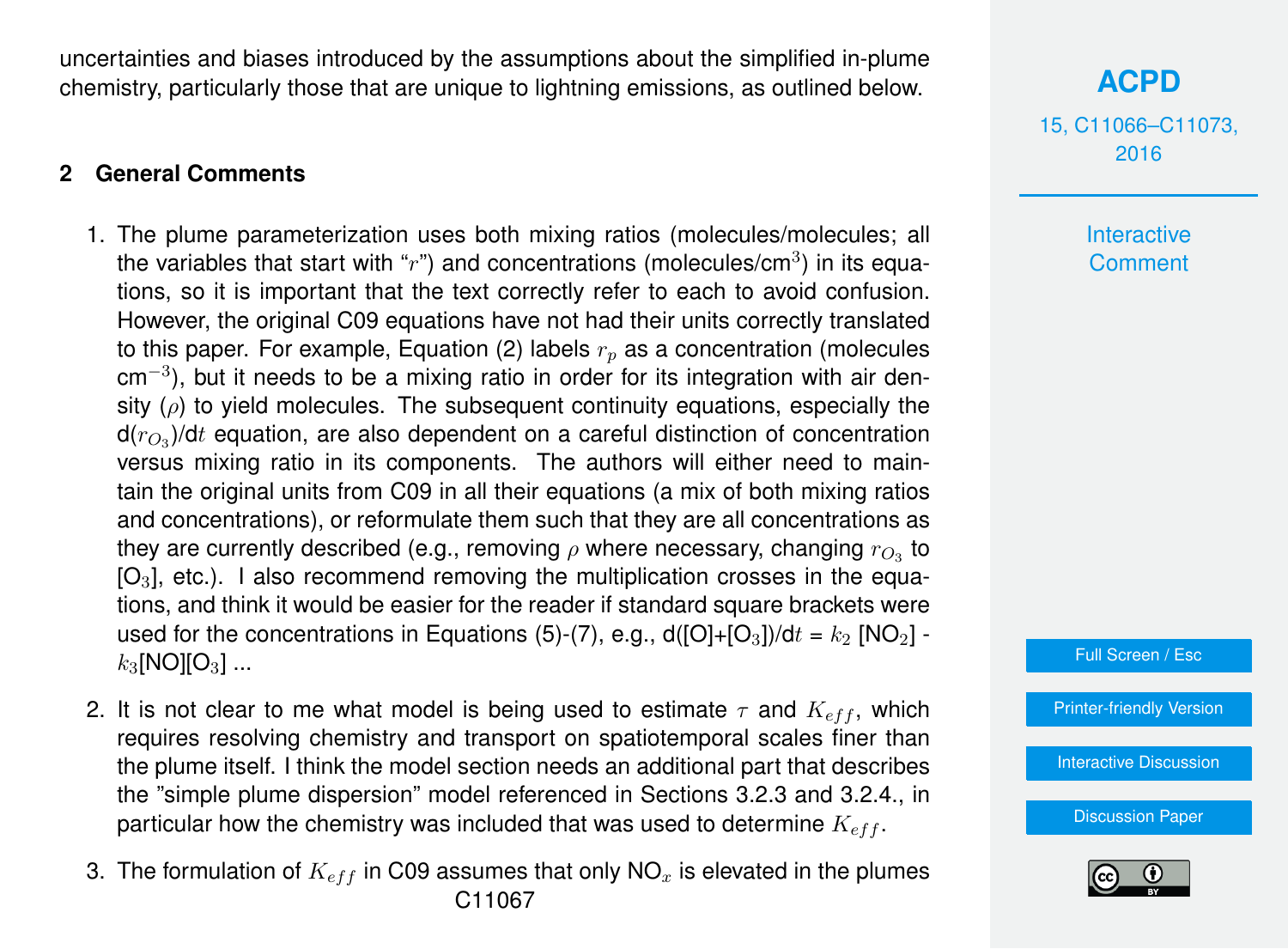uncertainties and biases introduced by the assumptions about the simplified in-plume chemistry, particularly those that are unique to lightning emissions, as outlined below.

## 2 General Comments

1. The plume parameterization uses both mixing ratios (molecules/molecules; all the variables that start with "$r$") and concentrations (molecules/cm$^3$) in its equations, so it is important that the text correctly refer to each to avoid confusion. However, the original C09 equations have not had their units correctly translated to this paper. For example, Equation (2) labels $r_p$ as a concentration (molecules cm$^{-3}$), but it needs to be a mixing ratio in order for its integration with air density ($\rho$) to yield molecules. The subsequent continuity equations, especially the d($r_{O_3}$)/d$t$ equation, are also dependent on a careful distinction of concentration versus mixing ratio in its components. The authors will either need to maintain the original units from C09 in all their equations (a mix of both mixing ratios and concentrations), or reformulate them such that they are all concentrations as they are currently described (e.g., removing $\rho$ where necessary, changing $r_{O_3}$ to [$O_3$], etc.). I also recommend removing the multiplication crosses in the equations, and think it would be easier for the reader if standard square brackets were used for the concentrations in Equations (5)-(7), e.g., d([O]+[$O_3$])/d$t$ = $k_2$ [$NO_2$] - $k_3$[NO][$O_3$] ...

2. It is not clear to me what model is being used to estimate $\tau$ and $K_{eff}$, which requires resolving chemistry and transport on spatiotemporal scales finer than the plume itself. I think the model section needs an additional part that describes the "simple plume dispersion" model referenced in Sections 3.2.3 and 3.2.4., in particular how the chemistry was included that was used to determine $K_{eff}$.

3. The formulation of $K_{eff}$ in C09 assumes that only $NO_x$ is elevated in the plumes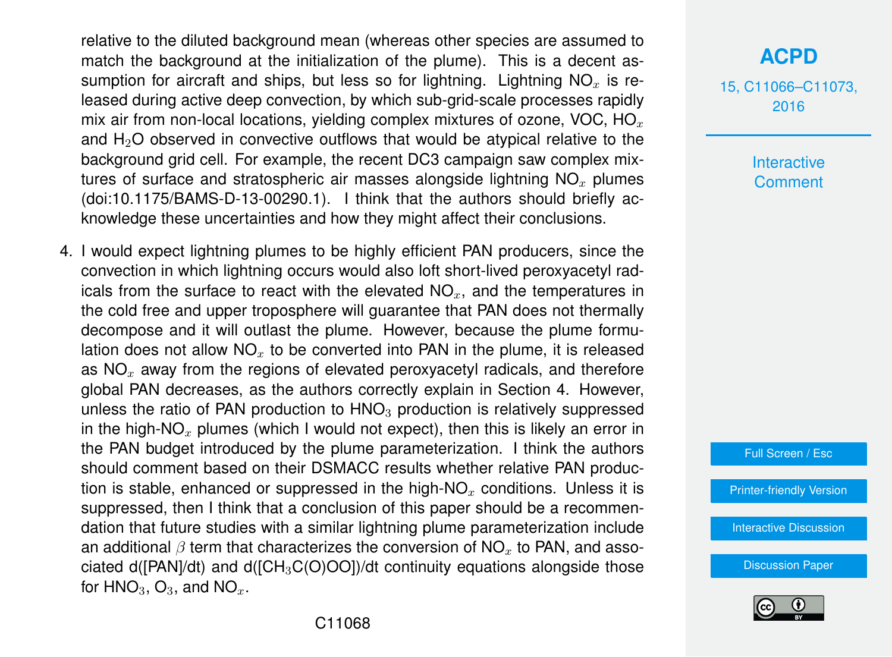relative to the diluted background mean (whereas other species are assumed to match the background at the initialization of the plume). This is a decent assumption for aircraft and ships, but less so for lightning. Lightning $NO_x$ is released during active deep convection, by which sub-grid-scale processes rapidly mix air from non-local locations, yielding complex mixtures of ozone, VOC, $HO_x$ and $H_2O$ observed in convective outflows that would be atypical relative to the background grid cell. For example, the recent DC3 campaign saw complex mixtures of surface and stratospheric air masses alongside lightning $NO_x$ plumes (doi:10.1175/BAMS-D-13-00290.1). I think that the authors should briefly acknowledge these uncertainties and how they might affect their conclusions.

4. I would expect lightning plumes to be highly efficient PAN producers, since the convection in which lightning occurs would also loft short-lived peroxyacetyl radicals from the surface to react with the elevated $NO_x$, and the temperatures in the cold free and upper troposphere will guarantee that PAN does not thermally decompose and it will outlast the plume. However, because the plume formulation does not allow $NO_x$ to be converted into PAN in the plume, it is released as $NO_x$ away from the regions of elevated peroxyacetyl radicals, and therefore global PAN decreases, as the authors correctly explain in Section 4. However, unless the ratio of PAN production to $HNO_3$ production is relatively suppressed in the high-$NO_x$ plumes (which I would not expect), then this is likely an error in the PAN budget introduced by the plume parameterization. I think the authors should comment based on their DSMACC results whether relative PAN production is stable, enhanced or suppressed in the high-$NO_x$ conditions. Unless it is suppressed, then I think that a conclusion of this paper should be a recommendation that future studies with a similar lightning plume parameterization include an additional $\beta$ term that characterizes the conversion of $NO_x$ to PAN, and associated d([PAN]/dt) and d([$CH_3C(O)OO$])/dt continuity equations alongside those for $HNO_3$, $O_3$, and $NO_x$.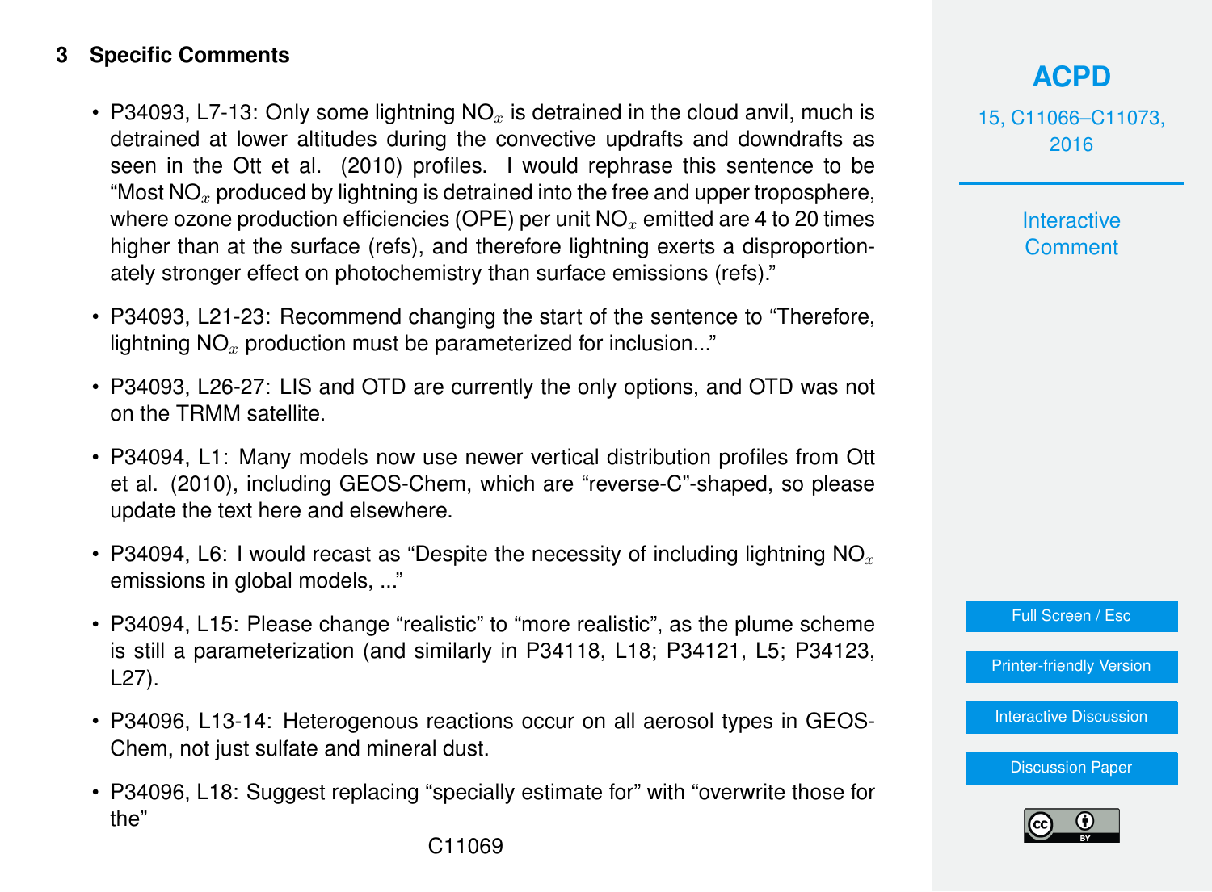## 3 Specific Comments

- P34093, L7-13: Only some lightning $NO_x$ is detrained in the cloud anvil, much is detrained at lower altitudes during the convective updrafts and downdrafts as seen in the Ott et al. (2010) profiles. I would rephrase this sentence to be "Most $NO_x$ produced by lightning is detrained into the free and upper troposphere, where ozone production efficiencies (OPE) per unit $NO_x$ emitted are 4 to 20 times higher than at the surface (refs), and therefore lightning exerts a disproportionately stronger effect on photochemistry than surface emissions (refs)."

- P34093, L21-23: Recommend changing the start of the sentence to "Therefore, lightning $NO_x$ production must be parameterized for inclusion..."

- P34093, L26-27: LIS and OTD are currently the only options, and OTD was not on the TRMM satellite.

- P34094, L1: Many models now use newer vertical distribution profiles from Ott et al. (2010), including GEOS-Chem, which are "reverse-C"-shaped, so please update the text here and elsewhere.

- P34094, L6: I would recast as "Despite the necessity of including lightning $NO_x$ emissions in global models, ..."

- P34094, L15: Please change "realistic" to "more realistic", as the plume scheme is still a parameterization (and similarly in P34118, L18; P34121, L5; P34123, L27).

- P34096, L13-14: Heterogenous reactions occur on all aerosol types in GEOS-Chem, not just sulfate and mineral dust.

- P34096, L18: Suggest replacing "specially estimate for" with "overwrite those for the"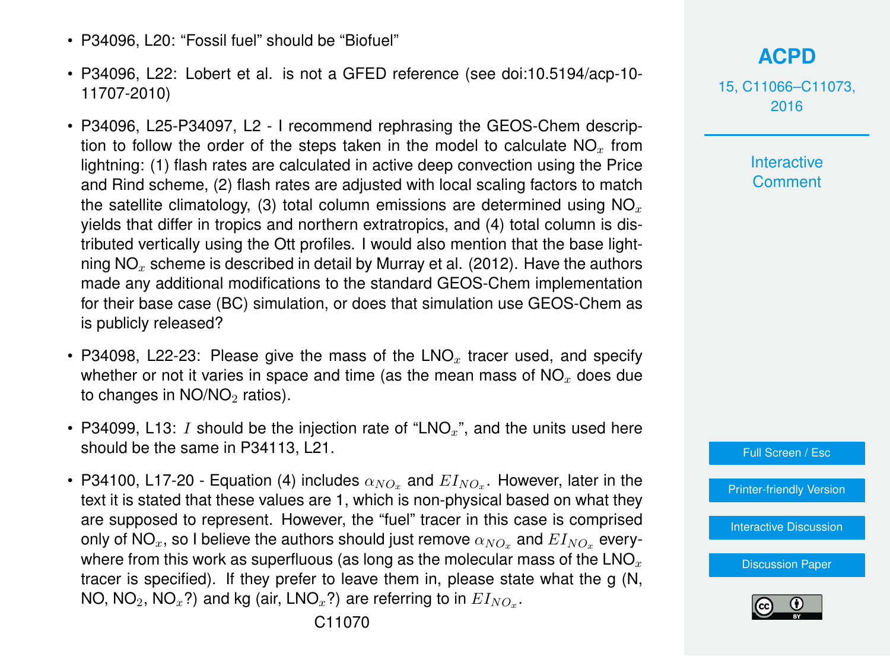- P34096, L20: “Fossil fuel” should be “Biofuel”
- P34096, L22: Lobert et al. is not a GFED reference (see doi:10.5194/acp-10-11707-2010)
- P34096, L25-P34097, L2 - I recommend rephrasing the GEOS-Chem description to follow the order of the steps taken in the model to calculate $NO_x$ from lightning: (1) flash rates are calculated in active deep convection using the Price and Rind scheme, (2) flash rates are adjusted with local scaling factors to match the satellite climatology, (3) total column emissions are determined using $NO_x$ yields that differ in tropics and northern extratropics, and (4) total column is distributed vertically using the Ott profiles. I would also mention that the base lightning $NO_x$ scheme is described in detail by Murray et al. (2012). Have the authors made any additional modifications to the standard GEOS-Chem implementation for their base case (BC) simulation, or does that simulation use GEOS-Chem as is publicly released?
- P34098, L22-23: Please give the mass of the $LNO_x$ tracer used, and specify whether or not it varies in space and time (as the mean mass of $NO_x$ does due to changes in $NO/NO_2$ ratios).
- P34099, L13: $I$ should be the injection rate of “$LNO_x$”, and the units used here should be the same in P34113, L21.
- P34100, L17-20 - Equation (4) includes $\alpha_{NO_x}$ and $EI_{NO_x}$. However, later in the text it is stated that these values are 1, which is non-physical based on what they are supposed to represent. However, the “fuel” tracer in this case is comprised only of $NO_x$, so I believe the authors should just remove $\alpha_{NO_x}$ and $EI_{NO_x}$ everywhere from this work as superfluous (as long as the molecular mass of the $LNO_x$ tracer is specified). If they prefer to leave them in, please state what the g (N, NO, $NO_2$, $NO_x$?) and kg (air, $LNO_x$?) are referring to in $EI_{NO_x}$.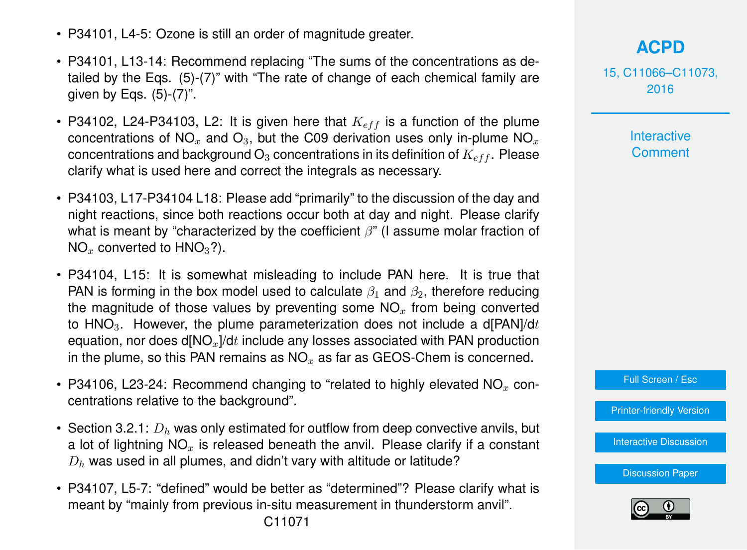- P34101, L4-5: Ozone is still an order of magnitude greater.
- P34101, L13-14: Recommend replacing "The sums of the concentrations as detailed by the Eqs. (5)-(7)" with "The rate of change of each chemical family are given by Eqs. (5)-(7)".
- P34102, L24-P34103, L2: It is given here that $K_{eff}$ is a function of the plume concentrations of $NO_x$ and $O_3$, but the C09 derivation uses only in-plume $NO_x$ concentrations and background $O_3$ concentrations in its definition of $K_{eff}$. Please clarify what is used here and correct the integrals as necessary.
- P34103, L17-P34104 L18: Please add "primarily" to the discussion of the day and night reactions, since both reactions occur both at day and night. Please clarify what is meant by "characterized by the coefficient $\beta$" (I assume molar fraction of $NO_x$ converted to $HNO_3$?).
- P34104, L15: It is somewhat misleading to include PAN here. It is true that PAN is forming in the box model used to calculate $\beta_1$ and $\beta_2$, therefore reducing the magnitude of those values by preventing some $NO_x$ from being converted to $HNO_3$. However, the plume parameterization does not include a d[PAN]/d$t$ equation, nor does d[$NO_x$]/d$t$ include any losses associated with PAN production in the plume, so this PAN remains as $NO_x$ as far as GEOS-Chem is concerned.
- P34106, L23-24: Recommend changing to "related to highly elevated $NO_x$ concentrations relative to the background".
- Section 3.2.1: $D_h$ was only estimated for outflow from deep convective anvils, but a lot of lightning $NO_x$ is released beneath the anvil. Please clarify if a constant $D_h$ was used in all plumes, and didn't vary with altitude or latitude?
- P34107, L5-7: "defined" would be better as "determined"? Please clarify what is meant by "mainly from previous in-situ measurement in thunderstorm anvil".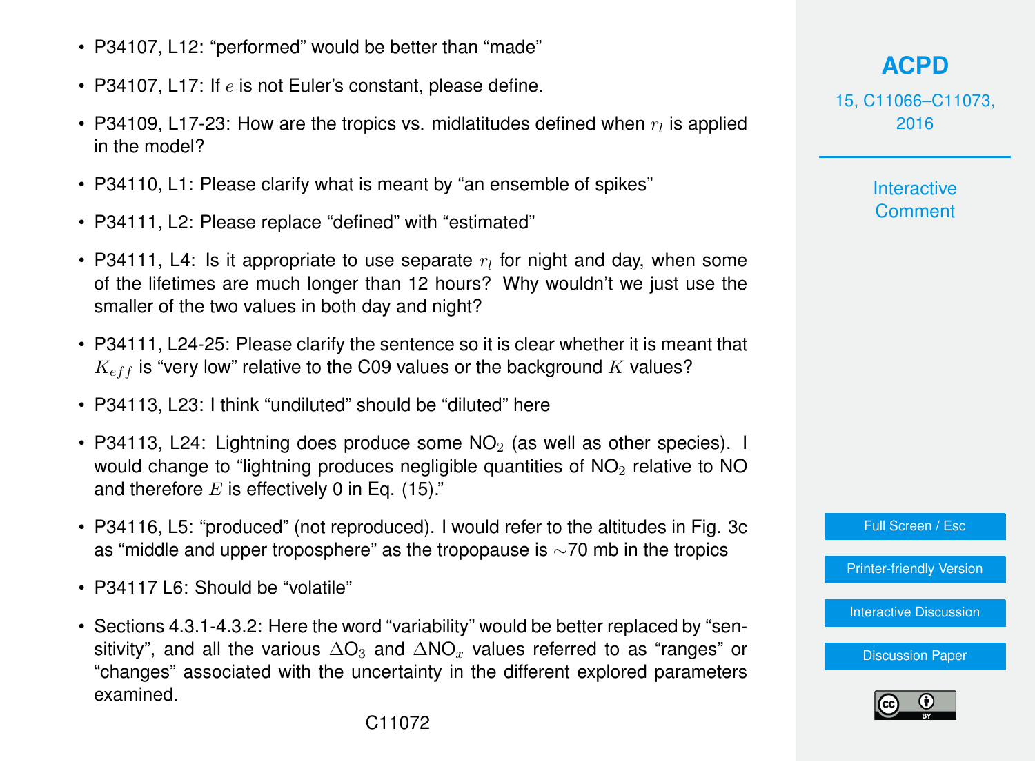- P34107, L12: "performed" would be better than "made"
- P34107, L17: If $e$ is not Euler's constant, please define.
- P34109, L17-23: How are the tropics vs. midlatitudes defined when $r_l$ is applied in the model?
- P34110, L1: Please clarify what is meant by "an ensemble of spikes"
- P34111, L2: Please replace "defined" with "estimated"
- P34111, L4: Is it appropriate to use separate $r_l$ for night and day, when some of the lifetimes are much longer than 12 hours? Why wouldn't we just use the smaller of the two values in both day and night?
- P34111, L24-25: Please clarify the sentence so it is clear whether it is meant that $K_{eff}$ is "very low" relative to the C09 values or the background $K$ values?
- P34113, L23: I think "undiluted" should be "diluted" here
- P34113, L24: Lightning does produce some $NO_2$ (as well as other species). I would change to "lightning produces negligible quantities of $NO_2$ relative to NO and therefore $E$ is effectively 0 in Eq. (15)."
- P34116, L5: "produced" (not reproduced). I would refer to the altitudes in Fig. 3c as "middle and upper troposphere" as the tropopause is ~70 mb in the tropics
- P34117 L6: Should be "volatile"
- Sections 4.3.1-4.3.2: Here the word "variability" would be better replaced by "sensitivity", and all the various $\Delta O_3$ and $\Delta NO_x$ values referred to as "ranges" or "changes" associated with the uncertainty in the different explored parameters examined.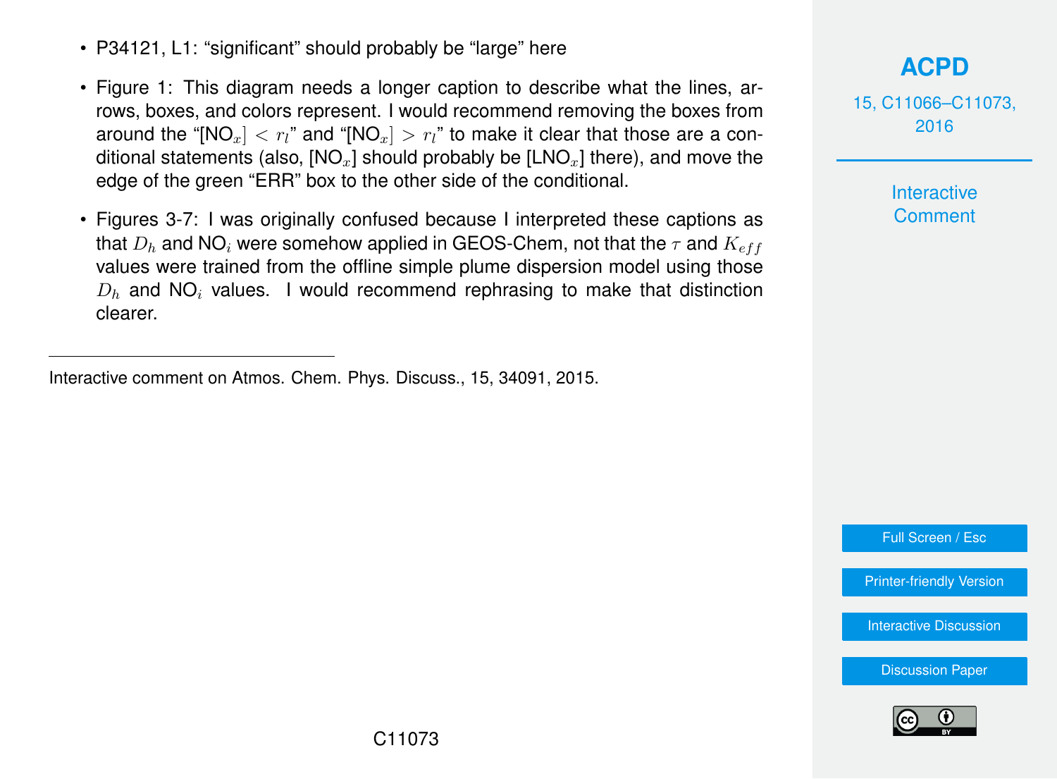- P34121, L1: "significant" should probably be "large" here
- Figure 1: This diagram needs a longer caption to describe what the lines, arrows, boxes, and colors represent. I would recommend removing the boxes from around the "$[NO_x] < r_l$" and "$[NO_x] > r_l$" to make it clear that those are a conditional statements (also, $[NO_x]$ should probably be $[LNO_x]$ there), and move the edge of the green "ERR" box to the other side of the conditional.
- Figures 3-7: I was originally confused because I interpreted these captions as that $D_h$ and $NO_i$ were somehow applied in GEOS-Chem, not that the $\tau$ and $K_{eff}$ values were trained from the offline simple plume dispersion model using those $D_h$ and $NO_i$ values. I would recommend rephrasing to make that distinction clearer.

---

Interactive comment on Atmos. Chem. Phys. Discuss., 15, 34091, 2015.